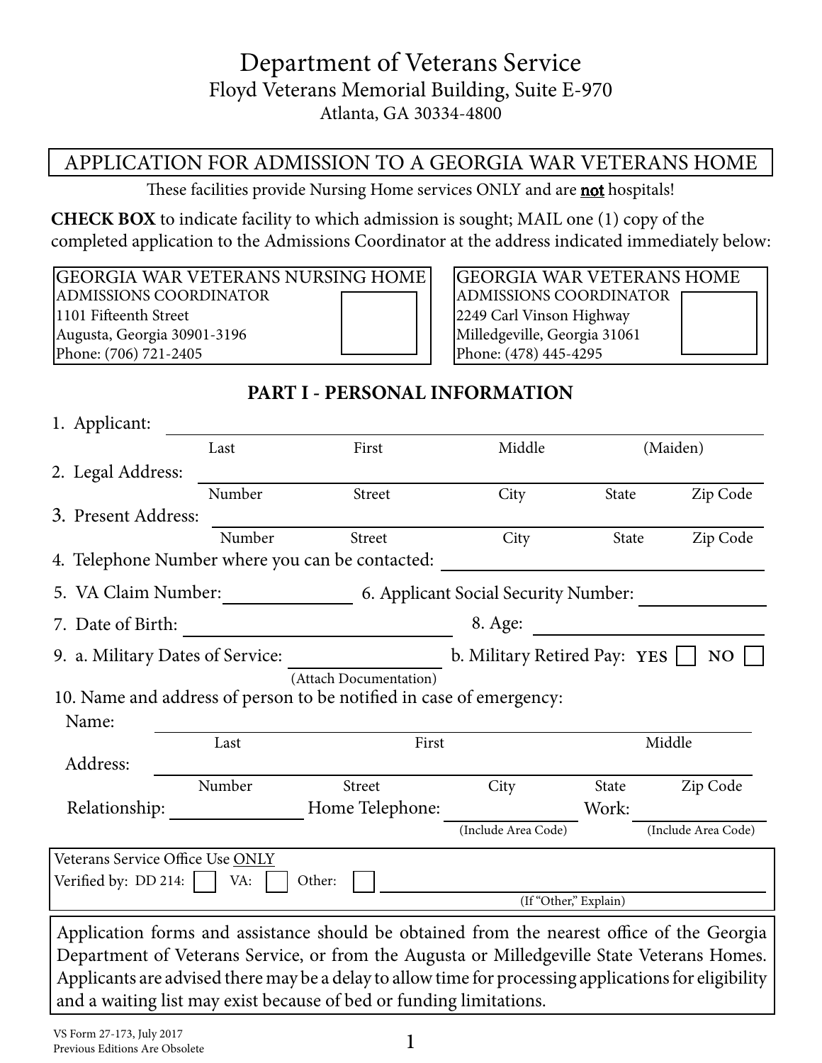# Department of Veterans Service

Floyd Veterans Memorial Building, Suite E-970

Atlanta, GA 30334-4800

## APPLICATION FOR ADMISSION TO A GEORGIA WAR VETERANS HOME

These facilities provide Nursing Home services ONLY and are **not** hospitals!

**CHECK BOX** to indicate facility to which admission is sought; MAIL one (1) copy of the completed application to the Admissions Coordinator at the address indicated immediately below:

| GEORGIA WAR VETERANS NURSING HOME | GEORGIA WAR VETERANS HOME |
|---|---|
| ADMISSIONS COORDINATOR<br>1101 Fifteenth Street<br>Augusta, Georgia 30901-3196<br>Phone: (706) 721-2405<br>☐ | ADMISSIONS COORDINATOR<br>2249 Carl Vinson Highway<br>Milledgeville, Georgia 31061<br>Phone: (478) 445-4295<br>☐ |

### PART I - PERSONAL INFORMATION

1. Applicant: ______________________________________________
   Last First Middle (Maiden)

2. Legal Address: ______________________________________________
   Number Street City State Zip Code

3. Present Address: ______________________________________________
   Number Street City State Zip Code

4. Telephone Number where you can be contacted: ______________________

5. VA Claim Number: ______________ 6. Applicant Social Security Number: ______________

7. Date of Birth: ______________________ 8. Age: ______________

9. a. Military Dates of Service: ______________ (Attach Documentation) b. Military Retired Pay: YES ☐ NO ☐

10. Name and address of person to be notified in case of emergency:

    Name: ______________________________________________
    Last First Middle

    Address: ______________________________________________
    Number Street City State Zip Code

    Relationship: ______________ Home Telephone: ______________ (Include Area Code) Work: ______________ (Include Area Code)

---

Veterans Service Office Use ONLY

Verified by: DD 214: ☐ VA: ☐ Other: ☐ ______________________ (If "Other," Explain)

---

Application forms and assistance should be obtained from the nearest office of the Georgia Department of Veterans Service, or from the Augusta or Milledgeville State Veterans Homes. Applicants are advised there may be a delay to allow time for processing applications for eligibility and a waiting list may exist because of bed or funding limitations.

VS Form 27-173, July 2017
Previous Editions Are Obsolete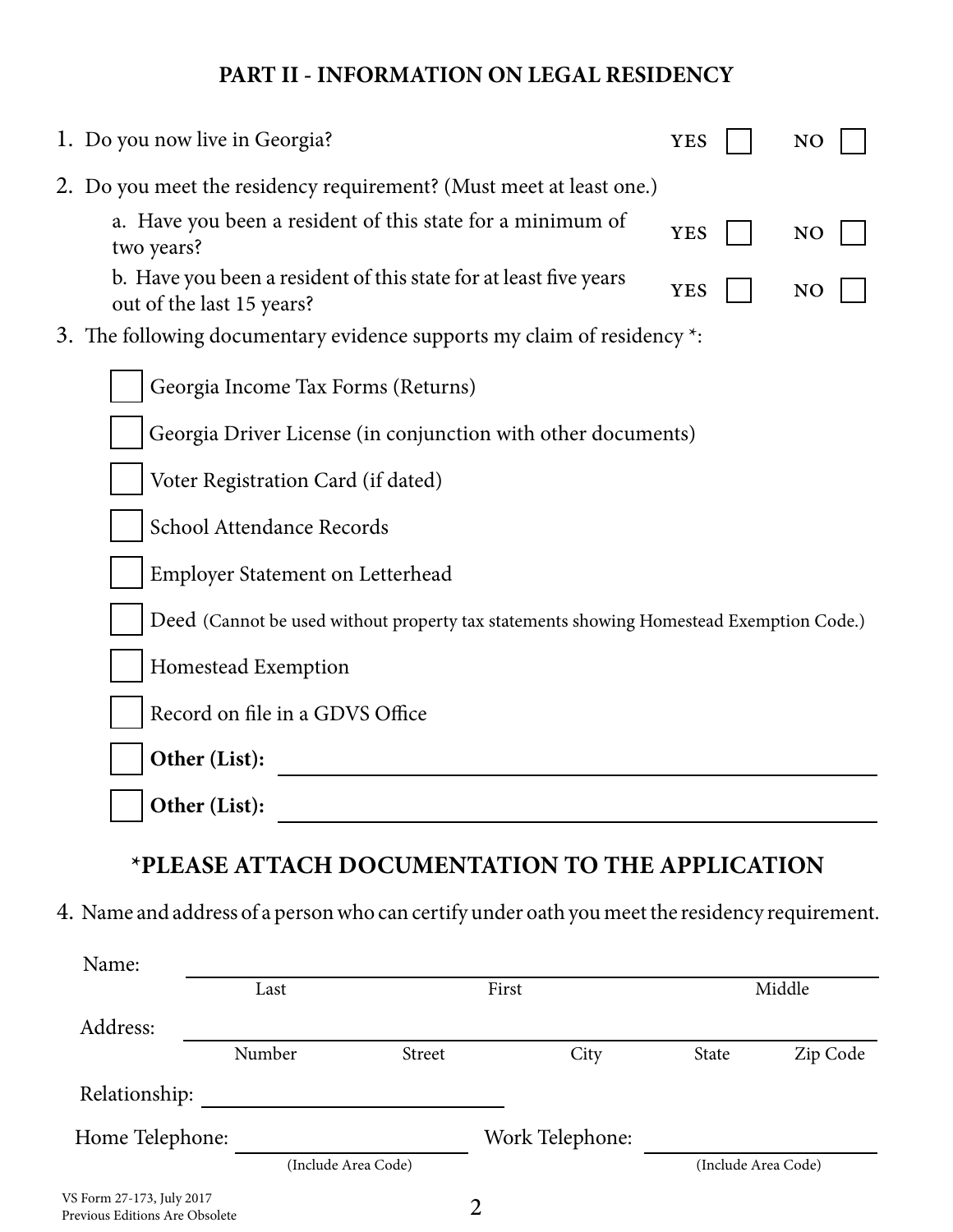## PART II - INFORMATION ON LEGAL RESIDENCY

1. Do you now live in Georgia? YES ☐ NO ☐

2. Do you meet the residency requirement? (Must meet at least one.)

   a. Have you been a resident of this state for a minimum of two years? YES ☐ NO ☐

   b. Have you been a resident of this state for at least five years out of the last 15 years? YES ☐ NO ☐

3. The following documentary evidence supports my claim of residency *:

   ☐ Georgia Income Tax Forms (Returns)

   ☐ Georgia Driver License (in conjunction with other documents)

   ☐ Voter Registration Card (if dated)

   ☐ School Attendance Records

   ☐ Employer Statement on Letterhead

   ☐ Deed (Cannot be used without property tax statements showing Homestead Exemption Code.)

   ☐ Homestead Exemption

   ☐ Record on file in a GDVS Office

   ☐ **Other (List):** ____________________

   ☐ **Other (List):** ____________________

### *PLEASE ATTACH DOCUMENTATION TO THE APPLICATION

4. Name and address of a person who can certify under oath you meet the residency requirement.

Name: ____________________
Last First Middle

Address: ____________________
Number Street City State Zip Code

Relationship: ____________________

Home Telephone: ____________________ (Include Area Code)

Work Telephone: ____________________ (Include Area Code)

VS Form 27-173, July 2017
Previous Editions Are Obsolete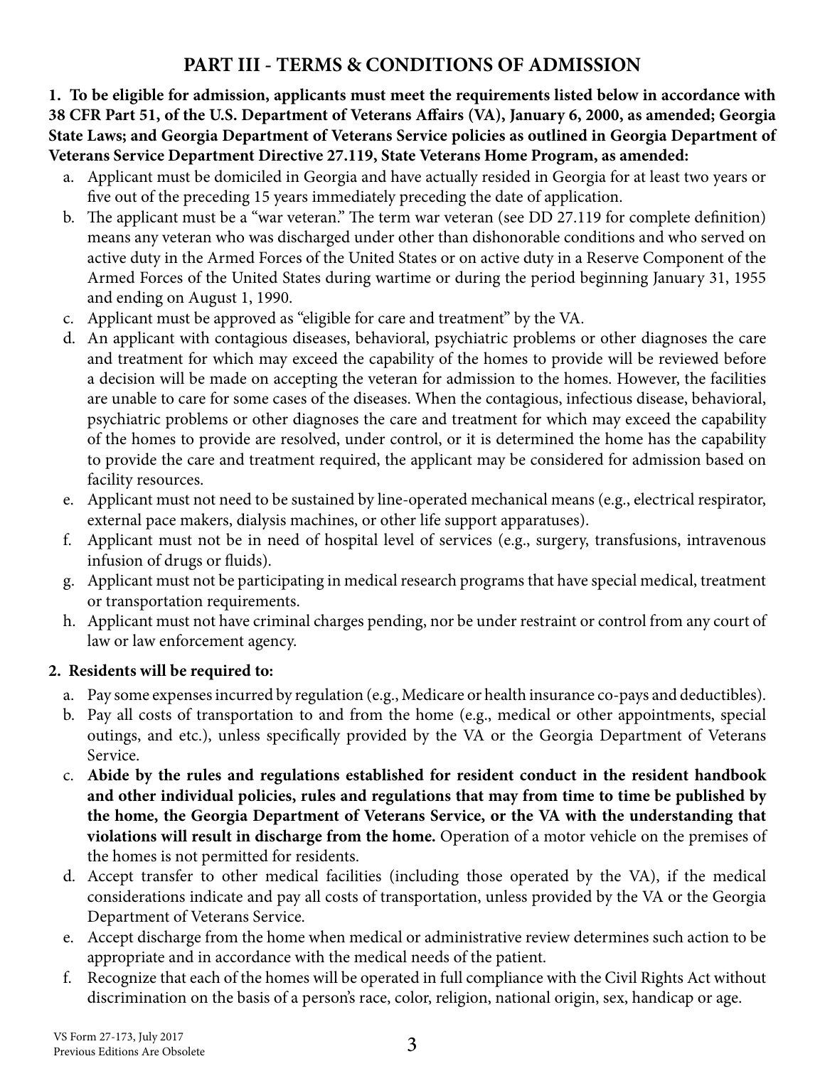# PART III - TERMS & CONDITIONS OF ADMISSION

**1. To be eligible for admission, applicants must meet the requirements listed below in accordance with 38 CFR Part 51, of the U.S. Department of Veterans Affairs (VA), January 6, 2000, as amended; Georgia State Laws; and Georgia Department of Veterans Service policies as outlined in Georgia Department of Veterans Service Department Directive 27.119, State Veterans Home Program, as amended:**

a. Applicant must be domiciled in Georgia and have actually resided in Georgia for at least two years or five out of the preceding 15 years immediately preceding the date of application.

b. The applicant must be a "war veteran." The term war veteran (see DD 27.119 for complete definition) means any veteran who was discharged under other than dishonorable conditions and who served on active duty in the Armed Forces of the United States or on active duty in a Reserve Component of the Armed Forces of the United States during wartime or during the period beginning January 31, 1955 and ending on August 1, 1990.

c. Applicant must be approved as "eligible for care and treatment" by the VA.

d. An applicant with contagious diseases, behavioral, psychiatric problems or other diagnoses the care and treatment for which may exceed the capability of the homes to provide will be reviewed before a decision will be made on accepting the veteran for admission to the homes. However, the facilities are unable to care for some cases of the diseases. When the contagious, infectious disease, behavioral, psychiatric problems or other diagnoses the care and treatment for which may exceed the capability of the homes to provide are resolved, under control, or it is determined the home has the capability to provide the care and treatment required, the applicant may be considered for admission based on facility resources.

e. Applicant must not need to be sustained by line-operated mechanical means (e.g., electrical respirator, external pace makers, dialysis machines, or other life support apparatuses).

f. Applicant must not be in need of hospital level of services (e.g., surgery, transfusions, intravenous infusion of drugs or fluids).

g. Applicant must not be participating in medical research programs that have special medical, treatment or transportation requirements.

h. Applicant must not have criminal charges pending, nor be under restraint or control from any court of law or law enforcement agency.

**2. Residents will be required to:**

a. Pay some expenses incurred by regulation (e.g., Medicare or health insurance co-pays and deductibles).

b. Pay all costs of transportation to and from the home (e.g., medical or other appointments, special outings, and etc.), unless specifically provided by the VA or the Georgia Department of Veterans Service.

c. **Abide by the rules and regulations established for resident conduct in the resident handbook and other individual policies, rules and regulations that may from time to time be published by the home, the Georgia Department of Veterans Service, or the VA with the understanding that violations will result in discharge from the home.** Operation of a motor vehicle on the premises of the homes is not permitted for residents.

d. Accept transfer to other medical facilities (including those operated by the VA), if the medical considerations indicate and pay all costs of transportation, unless provided by the VA or the Georgia Department of Veterans Service.

e. Accept discharge from the home when medical or administrative review determines such action to be appropriate and in accordance with the medical needs of the patient.

f. Recognize that each of the homes will be operated in full compliance with the Civil Rights Act without discrimination on the basis of a person's race, color, religion, national origin, sex, handicap or age.

VS Form 27-173, July 2017
Previous Editions Are Obsolete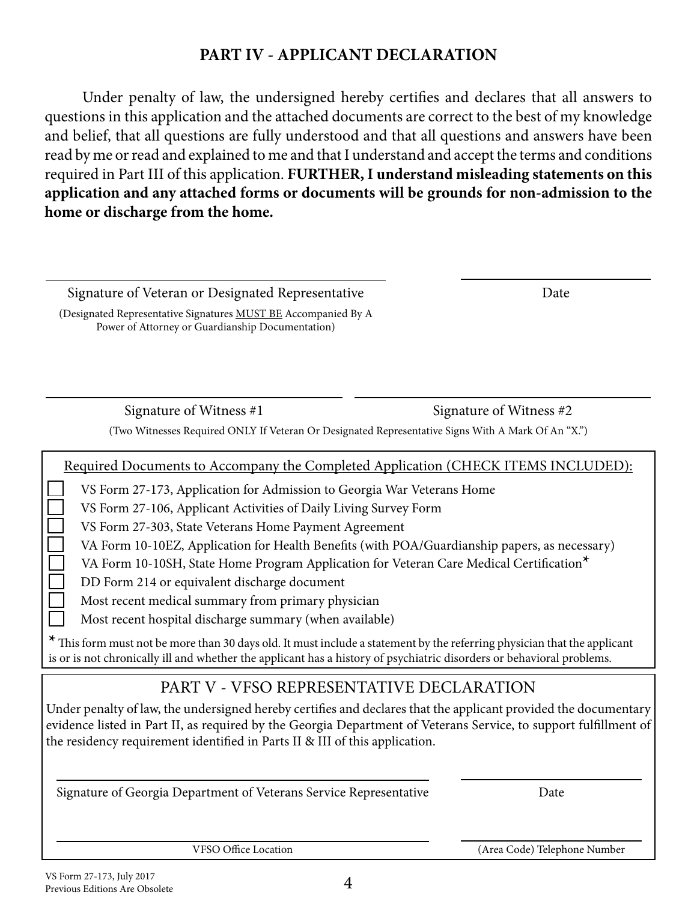## PART IV - APPLICANT DECLARATION

Under penalty of law, the undersigned hereby certifies and declares that all answers to questions in this application and the attached documents are correct to the best of my knowledge and belief, that all questions are fully understood and that all questions and answers have been read by me or read and explained to me and that I understand and accept the terms and conditions required in Part III of this application. **FURTHER, I understand misleading statements on this application and any attached forms or documents will be grounds for non-admission to the home or discharge from the home.**

______________________________ ______________

Signature of Veteran or Designated Representative — Date

(Designated Representative Signatures MUST BE Accompanied By A Power of Attorney or Guardianship Documentation)

______________________________ ______________________________

Signature of Witness #1 — Signature of Witness #2

(Two Witnesses Required ONLY If Veteran Or Designated Representative Signs With A Mark Of An "X.")

Required Documents to Accompany the Completed Application (CHECK ITEMS INCLUDED):

- ☐ VS Form 27-173, Application for Admission to Georgia War Veterans Home
- ☐ VS Form 27-106, Applicant Activities of Daily Living Survey Form
- ☐ VS Form 27-303, State Veterans Home Payment Agreement
- ☐ VA Form 10-10EZ, Application for Health Benefits (with POA/Guardianship papers, as necessary)
- ☐ VA Form 10-10SH, State Home Program Application for Veteran Care Medical Certification*
- ☐ DD Form 214 or equivalent discharge document
- ☐ Most recent medical summary from primary physician
- ☐ Most recent hospital discharge summary (when available)

* This form must not be more than 30 days old. It must include a statement by the referring physician that the applicant is or is not chronically ill and whether the applicant has a history of psychiatric disorders or behavioral problems.

## PART V - VFSO REPRESENTATIVE DECLARATION

Under penalty of law, the undersigned hereby certifies and declares that the applicant provided the documentary evidence listed in Part II, as required by the Georgia Department of Veterans Service, to support fulfillment of the residency requirement identified in Parts II & III of this application.

______________________________ ______________

Signature of Georgia Department of Veterans Service Representative — Date

______________________________ ______________

VFSO Office Location — (Area Code) Telephone Number

VS Form 27-173, July 2017
Previous Editions Are Obsolete